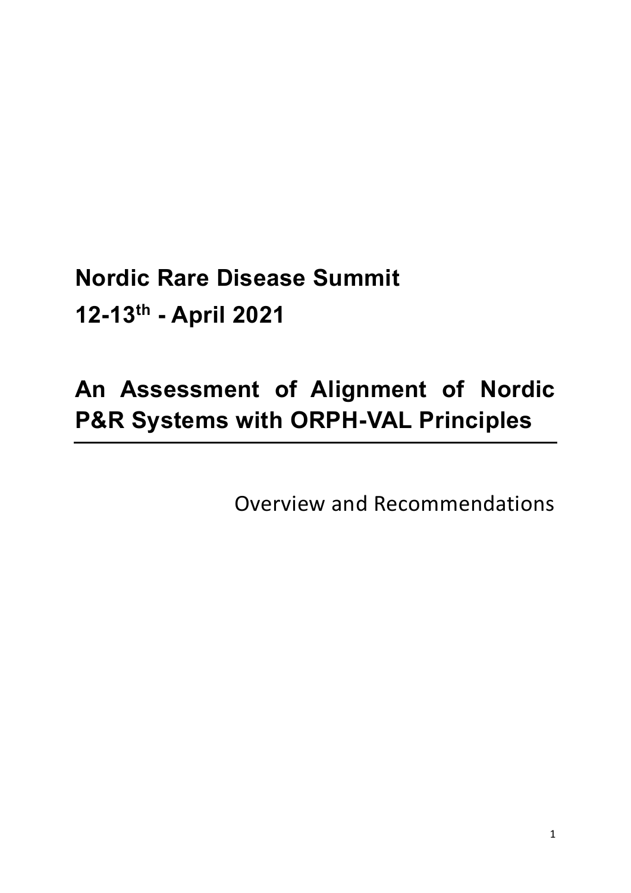# Nordic Rare Disease Summit

# 12-13th - April 2021

# An Assessment of Alignment of Nordic P&R Systems with ORPH-VAL Principles

Overview and Recommendations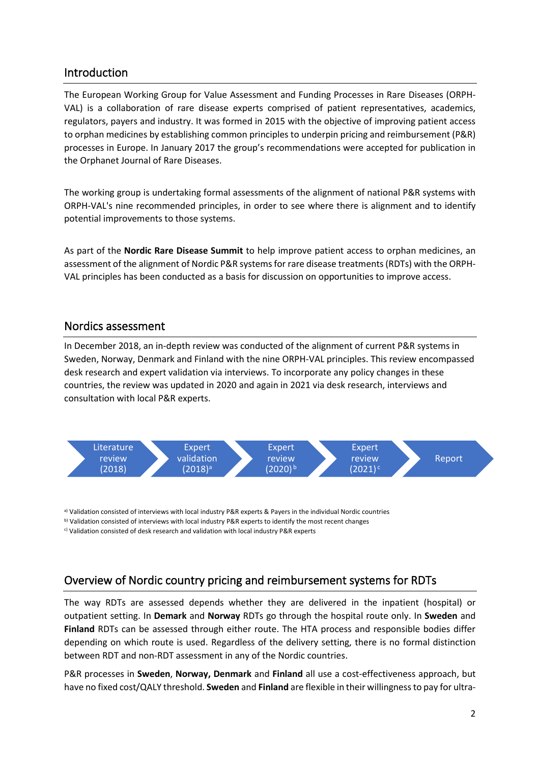## Introduction

The European Working Group for Value Assessment and Funding Processes in Rare Diseases (ORPH-VAL) is a collaboration of rare disease experts comprised of patient representatives, academics, regulators, payers and industry. It was formed in 2015 with the objective of improving patient access to orphan medicines by establishing common principles to underpin pricing and reimbursement (P&R) processes in Europe. In January 2017 the group's recommendations were accepted for publication in the Orphanet Journal of Rare Diseases.

The working group is undertaking formal assessments of the alignment of national P&R systems with ORPH-VAL's nine recommended principles, in order to see where there is alignment and to identify potential improvements to those systems.

As part of the **Nordic Rare Disease Summit** to help improve patient access to orphan medicines, an assessment of the alignment of Nordic P&R systems for rare disease treatments (RDTs) with the ORPH-VAL principles has been conducted as a basis for discussion on opportunities to improve access.

## Nordics assessment

In December 2018, an in-depth review was conducted of the alignment of current P&R systems in Sweden, Norway, Denmark and Finland with the nine ORPH-VAL principles. This review encompassed desk research and expert validation via interviews. To incorporate any policy changes in these countries, the review was updated in 2020 and again in 2021 via desk research, interviews and consultation with local P&R experts.

Literature review (2018) → Expert validation (2018)[a] → Expert review (2020)[b] → Expert review (2021)[c] → Report

[a] Validation consisted of interviews with local industry P&R experts & Payers in the individual Nordic countries
[b] Validation consisted of interviews with local industry P&R experts to identify the most recent changes
[c] Validation consisted of desk research and validation with local industry P&R experts

## Overview of Nordic country pricing and reimbursement systems for RDTs

The way RDTs are assessed depends whether they are delivered in the inpatient (hospital) or outpatient setting. In **Demark** and **Norway** RDTs go through the hospital route only. In **Sweden** and **Finland** RDTs can be assessed through either route. The HTA process and responsible bodies differ depending on which route is used. Regardless of the delivery setting, there is no formal distinction between RDT and non-RDT assessment in any of the Nordic countries.

P&R processes in **Sweden**, **Norway, Denmark** and **Finland** all use a cost-effectiveness approach, but have no fixed cost/QALY threshold. **Sweden** and **Finland** are flexible in their willingness to pay for ultra-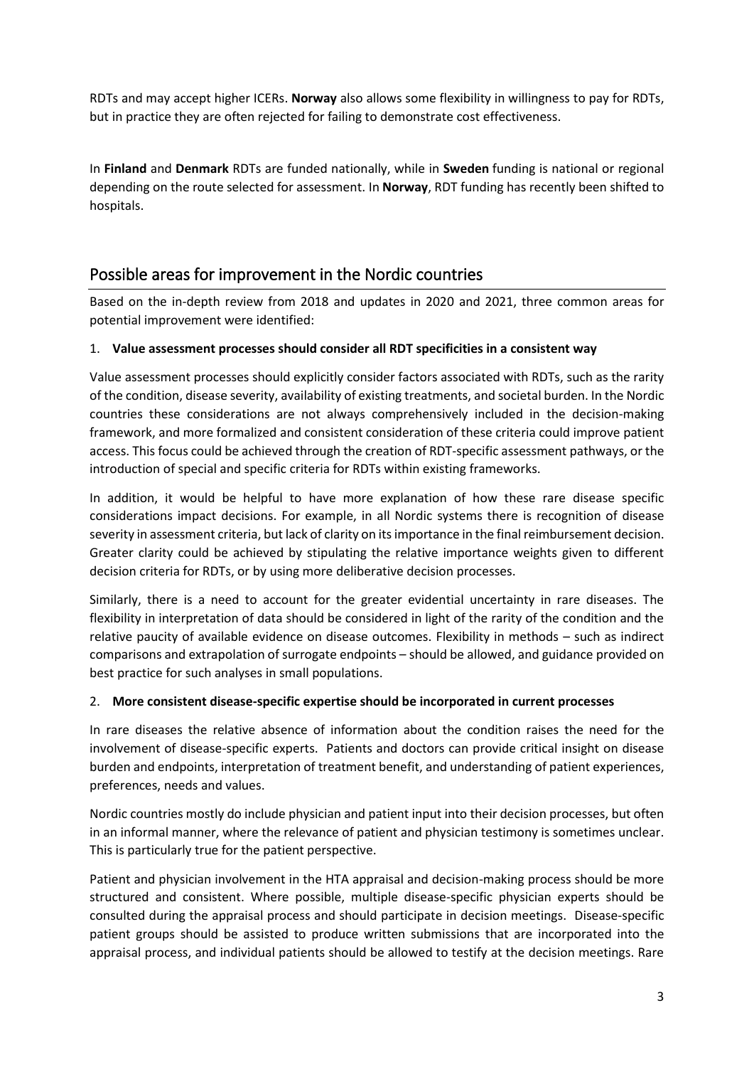RDTs and may accept higher ICERs. **Norway** also allows some flexibility in willingness to pay for RDTs, but in practice they are often rejected for failing to demonstrate cost effectiveness.

In **Finland** and **Denmark** RDTs are funded nationally, while in **Sweden** funding is national or regional depending on the route selected for assessment. In **Norway**, RDT funding has recently been shifted to hospitals.

## Possible areas for improvement in the Nordic countries

Based on the in-depth review from 2018 and updates in 2020 and 2021, three common areas for potential improvement were identified:

1. **Value assessment processes should consider all RDT specificities in a consistent way**

Value assessment processes should explicitly consider factors associated with RDTs, such as the rarity of the condition, disease severity, availability of existing treatments, and societal burden. In the Nordic countries these considerations are not always comprehensively included in the decision-making framework, and more formalized and consistent consideration of these criteria could improve patient access. This focus could be achieved through the creation of RDT-specific assessment pathways, or the introduction of special and specific criteria for RDTs within existing frameworks.

In addition, it would be helpful to have more explanation of how these rare disease specific considerations impact decisions. For example, in all Nordic systems there is recognition of disease severity in assessment criteria, but lack of clarity on its importance in the final reimbursement decision. Greater clarity could be achieved by stipulating the relative importance weights given to different decision criteria for RDTs, or by using more deliberative decision processes.

Similarly, there is a need to account for the greater evidential uncertainty in rare diseases. The flexibility in interpretation of data should be considered in light of the rarity of the condition and the relative paucity of available evidence on disease outcomes. Flexibility in methods – such as indirect comparisons and extrapolation of surrogate endpoints – should be allowed, and guidance provided on best practice for such analyses in small populations.

2. **More consistent disease-specific expertise should be incorporated in current processes**

In rare diseases the relative absence of information about the condition raises the need for the involvement of disease-specific experts. Patients and doctors can provide critical insight on disease burden and endpoints, interpretation of treatment benefit, and understanding of patient experiences, preferences, needs and values.

Nordic countries mostly do include physician and patient input into their decision processes, but often in an informal manner, where the relevance of patient and physician testimony is sometimes unclear. This is particularly true for the patient perspective.

Patient and physician involvement in the HTA appraisal and decision-making process should be more structured and consistent. Where possible, multiple disease-specific physician experts should be consulted during the appraisal process and should participate in decision meetings. Disease-specific patient groups should be assisted to produce written submissions that are incorporated into the appraisal process, and individual patients should be allowed to testify at the decision meetings. Rare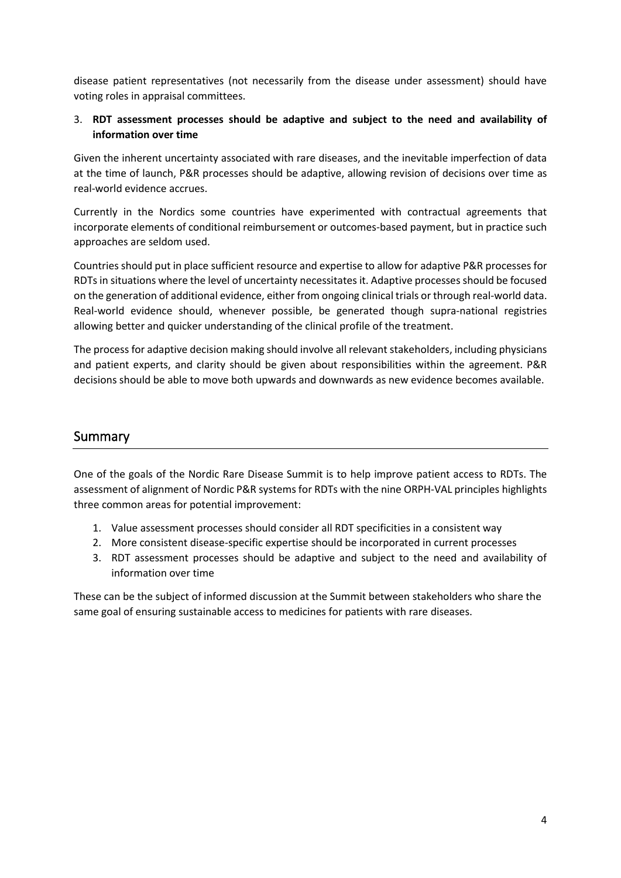disease patient representatives (not necessarily from the disease under assessment) should have voting roles in appraisal committees.

3. **RDT assessment processes should be adaptive and subject to the need and availability of information over time**

Given the inherent uncertainty associated with rare diseases, and the inevitable imperfection of data at the time of launch, P&R processes should be adaptive, allowing revision of decisions over time as real-world evidence accrues.

Currently in the Nordics some countries have experimented with contractual agreements that incorporate elements of conditional reimbursement or outcomes-based payment, but in practice such approaches are seldom used.

Countries should put in place sufficient resource and expertise to allow for adaptive P&R processes for RDTs in situations where the level of uncertainty necessitates it. Adaptive processes should be focused on the generation of additional evidence, either from ongoing clinical trials or through real-world data. Real-world evidence should, whenever possible, be generated though supra-national registries allowing better and quicker understanding of the clinical profile of the treatment.

The process for adaptive decision making should involve all relevant stakeholders, including physicians and patient experts, and clarity should be given about responsibilities within the agreement. P&R decisions should be able to move both upwards and downwards as new evidence becomes available.

## Summary

One of the goals of the Nordic Rare Disease Summit is to help improve patient access to RDTs. The assessment of alignment of Nordic P&R systems for RDTs with the nine ORPH-VAL principles highlights three common areas for potential improvement:

1. Value assessment processes should consider all RDT specificities in a consistent way
2. More consistent disease-specific expertise should be incorporated in current processes
3. RDT assessment processes should be adaptive and subject to the need and availability of information over time

These can be the subject of informed discussion at the Summit between stakeholders who share the same goal of ensuring sustainable access to medicines for patients with rare diseases.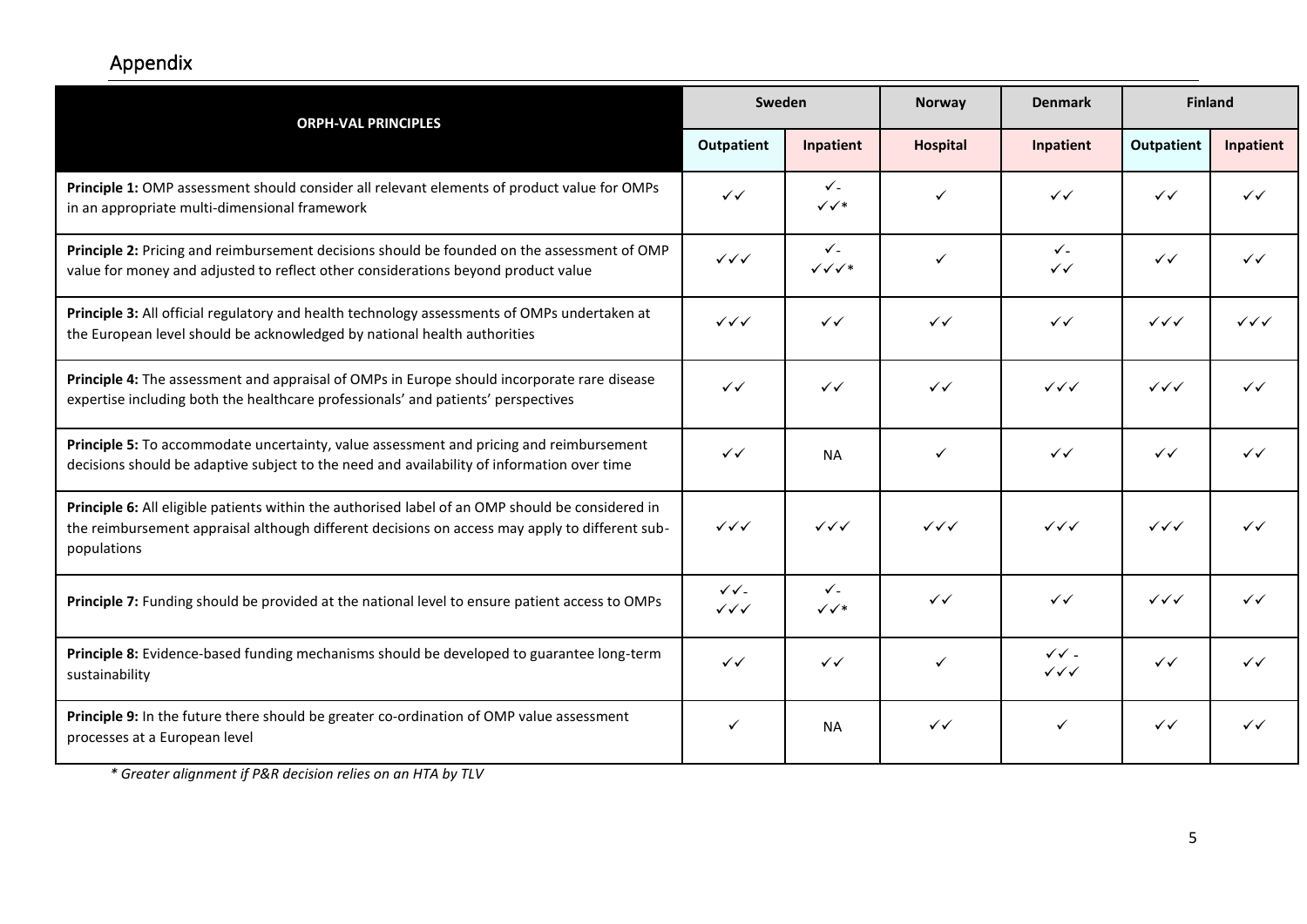## Appendix

| ORPH-VAL PRINCIPLES | Sweden | | Norway | Denmark | Finland | |
|---|---|---|---|---|---|---|
| | Outpatient | Inpatient | Hospital | Inpatient | Outpatient | Inpatient |
| **Principle 1:** OMP assessment should consider all relevant elements of product value for OMPs in an appropriate multi-dimensional framework | ✓✓ | ✓- ✓✓* | ✓ | ✓✓ | ✓✓ | ✓✓ |
| **Principle 2:** Pricing and reimbursement decisions should be founded on the assessment of OMP value for money and adjusted to reflect other considerations beyond product value | ✓✓✓ | ✓- ✓✓✓* | ✓ | ✓- ✓✓ | ✓✓ | ✓✓ |
| **Principle 3:** All official regulatory and health technology assessments of OMPs undertaken at the European level should be acknowledged by national health authorities | ✓✓✓ | ✓✓ | ✓✓ | ✓✓ | ✓✓✓ | ✓✓✓ |
| **Principle 4:** The assessment and appraisal of OMPs in Europe should incorporate rare disease expertise including both the healthcare professionals' and patients' perspectives | ✓✓ | ✓✓ | ✓✓ | ✓✓✓ | ✓✓✓ | ✓✓ |
| **Principle 5:** To accommodate uncertainty, value assessment and pricing and reimbursement decisions should be adaptive subject to the need and availability of information over time | ✓✓ | NA | ✓ | ✓✓ | ✓✓ | ✓✓ |
| **Principle 6:** All eligible patients within the authorised label of an OMP should be considered in the reimbursement appraisal although different decisions on access may apply to different sub-populations | ✓✓✓ | ✓✓✓ | ✓✓✓ | ✓✓✓ | ✓✓✓ | ✓✓ |
| **Principle 7:** Funding should be provided at the national level to ensure patient access to OMPs | ✓✓- ✓✓✓ | ✓- ✓✓* | ✓✓ | ✓✓ | ✓✓✓ | ✓✓ |
| **Principle 8:** Evidence-based funding mechanisms should be developed to guarantee long-term sustainability | ✓✓ | ✓✓ | ✓ | ✓✓ - ✓✓✓ | ✓✓ | ✓✓ |
| **Principle 9:** In the future there should be greater co-ordination of OMP value assessment processes at a European level | ✓ | NA | ✓✓ | ✓ | ✓✓ | ✓✓ |

*\* Greater alignment if P&R decision relies on an HTA by TLV*